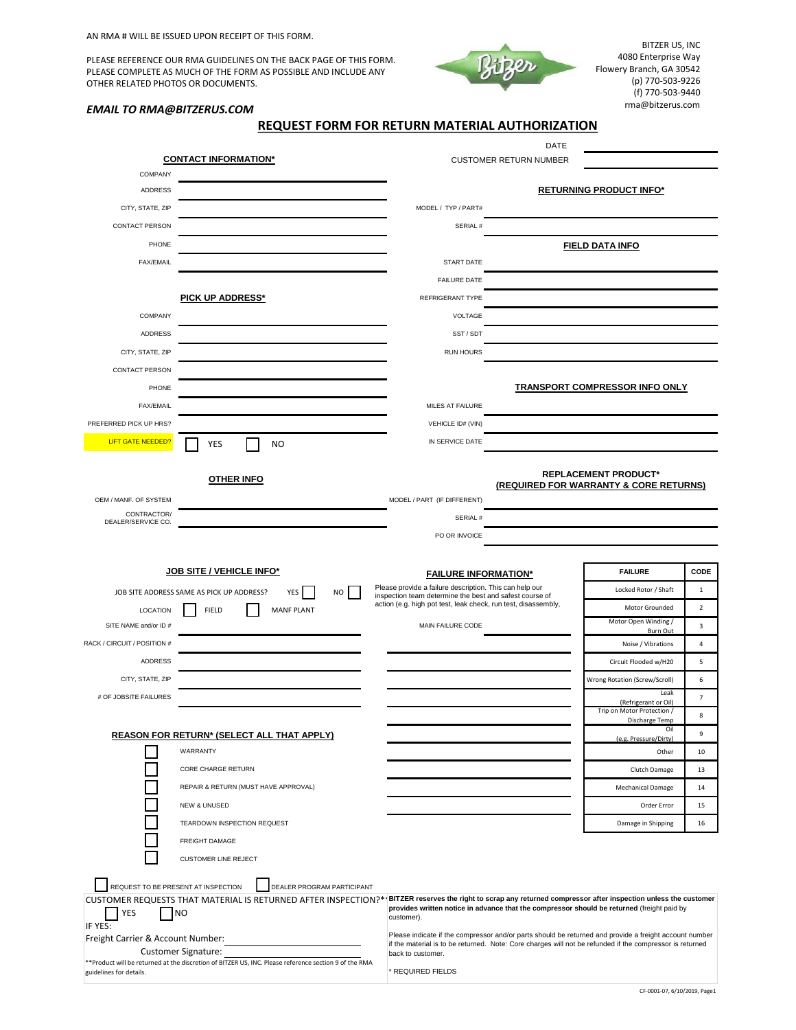AN RMA # WILL BE ISSUED UPON RECEIPT OF THIS FORM.

PLEASE REFERENCE OUR RMA GUIDELINES ON THE BACK PAGE OF THIS FORM.
PLEASE COMPLETE AS MUCH OF THE FORM AS POSSIBLE AND INCLUDE ANY OTHER RELATED PHOTOS OR DOCUMENTS.

*EMAIL TO RMA@BITZERUS.COM*

BITZER US, INC
4080 Enterprise Way
Flowery Branch, GA 30542
(p) 770-503-9226
(f) 770-503-9440
rma@bitzerus.com

# REQUEST FORM FOR RETURN MATERIAL AUTHORIZATION

DATE ______________________

CUSTOMER RETURN NUMBER ______________________

## CONTACT INFORMATION*

COMPANY ______________________
ADDRESS ______________________
CITY, STATE, ZIP ______________________
CONTACT PERSON ______________________
PHONE ______________________
FAX/EMAIL ______________________

## PICK UP ADDRESS*

COMPANY ______________________
ADDRESS ______________________
CITY, STATE, ZIP ______________________
CONTACT PERSON ______________________
PHONE ______________________
FAX/EMAIL ______________________
PREFERRED PICK UP HRS? ______________________
LIFT GATE NEEDED? ☐ YES ☐ NO

## RETURNING PRODUCT INFO*

MODEL / TYP / PART# ______________________
SERIAL # ______________________

## FIELD DATA INFO

START DATE ______________________
FAILURE DATE ______________________
REFRIGERANT TYPE ______________________
VOLTAGE ______________________
SST / SDT ______________________
RUN HOURS ______________________

## TRANSPORT COMPRESSOR INFO ONLY

MILES AT FAILURE ______________________
VEHICLE ID# (VIN) ______________________
IN SERVICE DATE ______________________

## OTHER INFO

OEM / MANF. OF SYSTEM ______________________
CONTRACTOR/ DEALER/SERVICE CO. ______________________

## REPLACEMENT PRODUCT* (REQUIRED FOR WARRANTY & CORE RETURNS)

MODEL / PART (IF DIFFERENT) ______________________
SERIAL # ______________________
PO OR INVOICE ______________________

## JOB SITE / VEHICLE INFO*

JOB SITE ADDRESS SAME AS PICK UP ADDRESS? YES ☐ NO ☐
LOCATION ☐ FIELD ☐ MANF PLANT
SITE NAME and/or ID # ______________________
RACK / CIRCUIT / POSITION # ______________________
ADDRESS ______________________
CITY, STATE, ZIP ______________________
# OF JOBSITE FAILURES ______________________

## FAILURE INFORMATION*

Please provide a failure description. This can help our inspection team determine the best and safest course of action (e.g. high pot test, leak check, run test, disassembly,

MAIN FAILURE CODE ______________________

| FAILURE | CODE |
|---|---|
| Locked Rotor / Shaft | 1 |
| Motor Grounded | 2 |
| Motor Open Winding / Burn Out | 3 |
| Noise / Vibrations | 4 |
| Circuit Flooded w/H20 | 5 |
| Wrong Rotation (Screw/Scroll) | 6 |
| Leak (Refrigerant or Oil) | 7 |
| Trip on Motor Protection / Discharge Temp | 8 |
| Oil (e.g. Pressure/Dirty) | 9 |
| Other | 10 |
| Clutch Damage | 13 |
| Mechanical Damage | 14 |
| Order Error | 15 |
| Damage in Shipping | 16 |

## REASON FOR RETURN* (SELECT ALL THAT APPLY)

- ☐ WARRANTY
- ☐ CORE CHARGE RETURN
- ☐ REPAIR & RETURN (MUST HAVE APPROVAL)
- ☐ NEW & UNUSED
- ☐ TEARDOWN INSPECTION REQUEST
- ☐ FREIGHT DAMAGE
- ☐ CUSTOMER LINE REJECT

☐ REQUEST TO BE PRESENT AT INSPECTION ☐ DEALER PROGRAM PARTICIPANT

CUSTOMER REQUESTS THAT MATERIAL IS RETURNED AFTER INSPECTION?** ☐ YES ☐ NO

IF YES:

Freight Carrier & Account Number: ______________________

Customer Signature: ______________________

**Product will be returned at the discretion of BITZER US, INC. Please reference section 9 of the RMA guidelines for details.

**BITZER reserves the right to scrap any returned compressor after inspection unless the customer provides written notice in advance that the compressor should be returned** (freight paid by customer).

Please indicate if the compressor and/or parts should be returned and provide a freight account number if the material is to be returned. Note: Core charges will not be refunded if the compressor is returned back to customer.

* REQUIRED FIELDS

CF-0001-07, 6/10/2019, Page1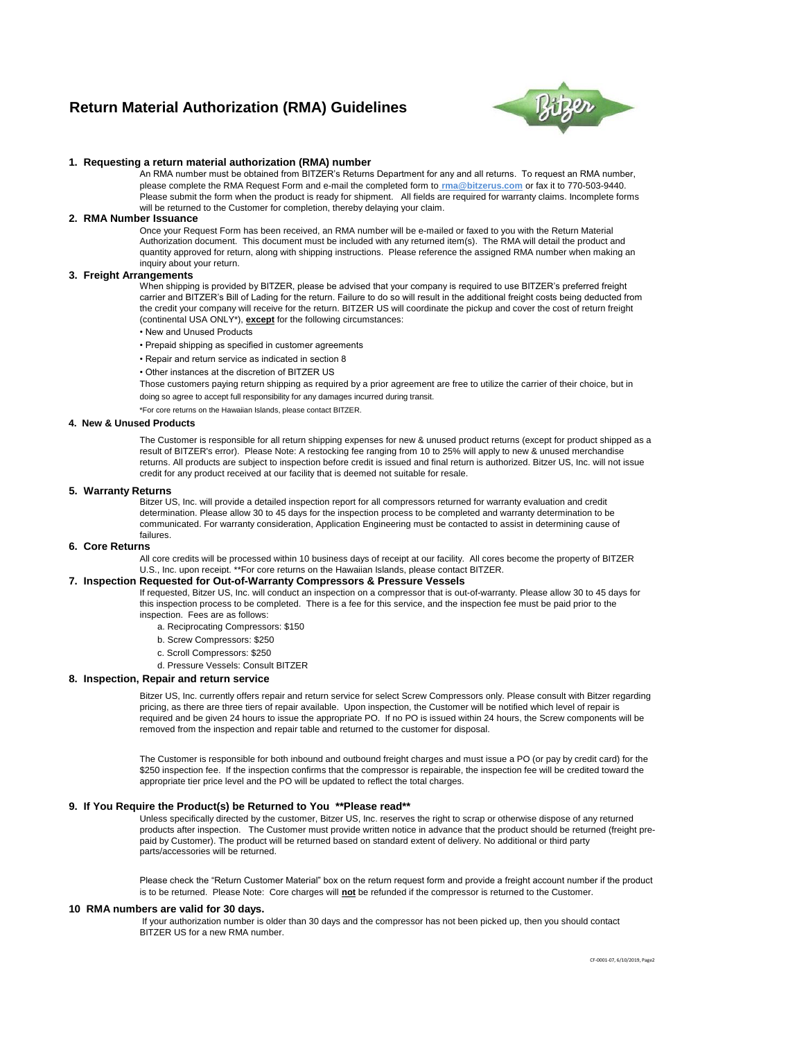# Return Material Authorization (RMA) Guidelines

## 1. Requesting a return material authorization (RMA) number

An RMA number must be obtained from BITZER's Returns Department for any and all returns. To request an RMA number, please complete the RMA Request Form and e-mail the completed form to rma@bitzerus.com or fax it to 770-503-9440. Please submit the form when the product is ready for shipment. All fields are required for warranty claims. Incomplete forms will be returned to the Customer for completion, thereby delaying your claim.

## 2. RMA Number Issuance

Once your Request Form has been received, an RMA number will be e-mailed or faxed to you with the Return Material Authorization document. This document must be included with any returned item(s). The RMA will detail the product and quantity approved for return, along with shipping instructions. Please reference the assigned RMA number when making an inquiry about your return.

## 3. Freight Arrangements

When shipping is provided by BITZER, please be advised that your company is required to use BITZER's preferred freight carrier and BITZER's Bill of Lading for the return. Failure to do so will result in the additional freight costs being deducted from the credit your company will receive for the return. BITZER US will coordinate the pickup and cover the cost of return freight (continental USA ONLY*), **except** for the following circumstances:

- New and Unused Products
- Prepaid shipping as specified in customer agreements
- Repair and return service as indicated in section 8
- Other instances at the discretion of BITZER US

Those customers paying return shipping as required by a prior agreement are free to utilize the carrier of their choice, but in doing so agree to accept full responsibility for any damages incurred during transit.

*For core returns on the Hawaiian Islands, please contact BITZER.

## 4. New & Unused Products

The Customer is responsible for all return shipping expenses for new & unused product returns (except for product shipped as a result of BITZER's error). Please Note: A restocking fee ranging from 10 to 25% will apply to new & unused merchandise returns. All products are subject to inspection before credit is issued and final return is authorized. Bitzer US, Inc. will not issue credit for any product received at our facility that is deemed not suitable for resale.

## 5. Warranty Returns

Bitzer US, Inc. will provide a detailed inspection report for all compressors returned for warranty evaluation and credit determination. Please allow 30 to 45 days for the inspection process to be completed and warranty determination to be communicated. For warranty consideration, Application Engineering must be contacted to assist in determining cause of failures.

## 6. Core Returns

All core credits will be processed within 10 business days of receipt at our facility. All cores become the property of BITZER U.S., Inc. upon receipt. **For core returns on the Hawaiian Islands, please contact BITZER.

## 7. Inspection Requested for Out-of-Warranty Compressors & Pressure Vessels

If requested, Bitzer US, Inc. will conduct an inspection on a compressor that is out-of-warranty. Please allow 30 to 45 days for this inspection process to be completed. There is a fee for this service, and the inspection fee must be paid prior to the inspection. Fees are as follows:

a. Reciprocating Compressors: $150
b. Screw Compressors: $250
c. Scroll Compressors: $250
d. Pressure Vessels: Consult BITZER

## 8. Inspection, Repair and return service

Bitzer US, Inc. currently offers repair and return service for select Screw Compressors only. Please consult with Bitzer regarding pricing, as there are three tiers of repair available. Upon inspection, the Customer will be notified which level of repair is required and be given 24 hours to issue the appropriate PO. If no PO is issued within 24 hours, the Screw components will be removed from the inspection and repair table and returned to the customer for disposal.

The Customer is responsible for both inbound and outbound freight charges and must issue a PO (or pay by credit card) for the $250 inspection fee. If the inspection confirms that the compressor is repairable, the inspection fee will be credited toward the appropriate tier price level and the PO will be updated to reflect the total charges.

## 9. If You Require the Product(s) be Returned to You **Please read**

Unless specifically directed by the customer, Bitzer US, Inc. reserves the right to scrap or otherwise dispose of any returned products after inspection. The Customer must provide written notice in advance that the product should be returned (freight pre-paid by Customer). The product will be returned based on standard extent of delivery. No additional or third party parts/accessories will be returned.

Please check the "Return Customer Material" box on the return request form and provide a freight account number if the product is to be returned. Please Note: Core charges will **not** be refunded if the compressor is returned to the Customer.

## 10 RMA numbers are valid for 30 days.

If your authorization number is older than 30 days and the compressor has not been picked up, then you should contact BITZER US for a new RMA number.

CF-0001-07, 6/10/2019, Page2